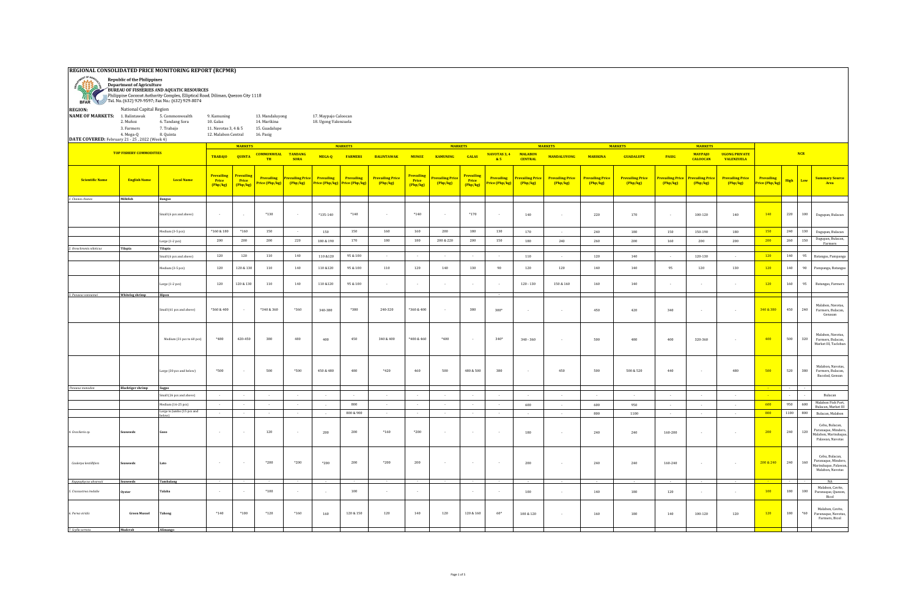# REGIONAL CONSOLIDATED PRICE MONITORING REPORT (RCPMR)

**Republic of the Philippines**
**Department of Agriculture**
**BUREAU OF FISHERIES AND AQUATIC RESOURCES**
Philippine Coconut Authority Complex, Elliptical Road, Diliman, Quezon City 1118
Tel. No. (632) 929-9597; Fax No.: (632) 929-8074

**REGION:** National Capital Region

**NAME OF MARKETS:** 1. Balintawak, 2. Muñoz, 3. Farmers, 4. Mega-Q, 5. Commonwealth, 6. Tandang Sora, 7. Trabajo, 8. Quinta, 9. Kamuning, 10. Galas, 11. Navotas 3, 4 & 5, 12. Malabon Central, 13. Mandaluyong, 14. Marikina, 15. Guadalupe, 16. Pasig, 17. Maypajo Caloocan, 18. Ugong Valenzuela

**DATE COVERED:** February 21 - 25 , 2022 (Week 4)

| TOP FISHERY COMMODITIES | | | TRABAJO | QUINTA | COMMONWEALTH | TANDANG SORA | MEGA-Q | FARMERS | BALINTAWAK | MUNOZ | KAMUNING | GALAS | NAVOTAS 3, 4 & 5 | MALABON CENTRAL | MANDALUYONG | MARIKINA | GUADALUPE | PASIG | MAYPAJO CALOOCAN | UGONG PRIVATE VALENZUELA | NCR | | | |
|---|---|---|---|---|---|---|---|---|---|---|---|---|---|---|---|---|---|---|---|---|---|---|---|---|
| Scientific Name | English Name | Local Name | Prevailing Price (Php/kg) | Prevailing Price (Php/kg) | Prevailing Price (Php/kg) | Prevailing Price (Php/kg) | Prevailing Price (Php/kg) | Prevailing Price (Php/kg) | Prevailing Price (Php/kg) | Prevailing Price (Php/kg) | Prevailing Price (Php/kg) | Prevailing Price (Php/kg) | Prevailing Price (Php/kg) | Prevailing Price (Php/kg) | Prevailing Price (Php/kg) | Prevailing Price (Php/kg) | Prevailing Price (Php/kg) | Prevailing Price (Php/kg) | Prevailing Price (Php/kg) | Prevailing Price (Php/kg) | Prevailing Price (Php/kg) | High | Low | Summary Source Area |
| 1. Chanos chanos | Milkfish | Bangus | | | | | | | | | | | | | | | | | | | | | | |
| | | Small (6 pcs and above) | - | - | *130 | - | *135-140 | *140 | - | *140 | - | *170 | - | 140 | - | 220 | 170 | - | 100-120 | 140 | 140 | 220 | 100 | Dagupan, Bulacan |
| | | Medium (3-5 pcs) | *160 & 180 | *160 | 150 | - | 150 | 150 | 160 | 160 | 200 | 180 | 130 | 170 | - | 240 | 180 | 150 | 150-190 | 180 | 150 | 240 | 130 | Dagupan, Bulacan |
| | | Large (1-2 pcs) | 200 | 200 | 200 | 220 | 180 & 190 | 170 | 180 | 180 | 200 & 220 | 200 | 150 | 180 | 240 | 260 | 200 | 160 | 200 | 200 | 200 | 260 | 150 | Dagupan, Bulacan, Farmers |
| 2. Oreochromis niloticus | Tilapia | Tilapia | | | | | | | | | | | | | | | | | | | | | | |
| | | Small (6 pcs and above) | 120 | 120 | 110 | 140 | 110 &120 | 95 & 100 | - | - | - | - | - | 110 | - | 120 | 140 | - | 120-130 | - | 120 | 140 | 95 | Batangas, Pampanga |
| | | Medium (3-5 pcs) | 120 | 120 & 130 | 110 | 140 | 110 &120 | 95 & 100 | 110 | 120 | 140 | 130 | 90 | 120 | 120 | 140 | 140 | 95 | 120 | 130 | 120 | 140 | 90 | Pampanga, Batangas |
| | | Large (1-2 pcs) | 120 | 120 & 130 | 110 | 140 | 110 &120 | 95 & 100 | - | - | - | - | - | 120 - 130 | 150 & 160 | 160 | 140 | - | - | - | 120 | 160 | 95 | Batangas, Farmers |
| 3. Penaeus vannamei | Whiteleg shrimp | Hipon | | | | | | | | | | | - | | | | | | | | | | | |
| | | Small (61 pcs and above) | *360 & 400 | - | *340 & 360 | *360 | 340-380 | *380 | 240-320 | *360 & 400 | - | 380 | 300* | - | - | 450 | 420 | 340 | - | - | 340 & 380 | 450 | 240 | Malabon, Navotas, Farmers, Bulacan, Gensan |
| | | Medium (31 pcs to 60 pcs) | *400 | 420-450 | 380 | 400 | 400 | 450 | 340 & 400 | *400 & 460 | *400 | - | 340* | 340 - 360 | - | 500 | 480 | 400 | 320-360 | - | 400 | 500 | 320 | Malabon, Navotas, Farmers, Bulacan, Market III, Tacloban |
| | | Large (30 pcs and below) | *500 | - | 500 | *500 | 450 & 480 | 480 | *420 | 460 | 500 | 480 & 500 | 380 | - | 450 | 500 | 500 & 520 | 440 | - | 480 | 500 | 520 | 380 | Malabon, Navotas, Farmers, Bulacan, Bacolod, Gensan |
| Penaeus monodon | Blacktiger shrimp | Sugpo | | | | | | | | | | | | | | | | | | | - | - | - | |
| | | Small (26 pcs and above) | - | - | - | - | - | - | - | - | - | - | - | - | - | - | - | - | - | - | - | - | - | Bulacan |
| | | Medium (16-25 pcs) | - | - | - | - | - | 800 | - | - | - | - | - | 600 | - | 600 | 950 | - | - | - | 600 | 950 | 600 | Malabon Fish Port, Bulacan, Market III |
| | | Large to Jumbo (15 pcs and below) | - | - | - | - | - | 800 & 900 | - | - | - | - | - | - | - | 800 | 1100 | - | - | - | 800 | 1100 | 800 | Bulacan, Malabon |
| 4. Gracilaria sp. | Seaweeds | Guso | - | - | 120 | - | 200 | 200 | *160 | *200 | - | - | - | 180 | - | 240 | 240 | 160-200 | - | - | 200 | 240 | 120 | Cebu, Bulacan, Paranaque, Mindoro, Malabon, Marinduque, Palawan, Navotas |
| Caulerpa lentillifera | Seaweeds | Lato | - | - | *200 | *200 | *200 | 200 | *200 | 200 | - | - | - | 200 | - | 240 | 240 | 160-240 | - | - | 200 & 240 | 240 | 160 | Cebu, Bulacan, Paranaque, Mindoro, Marinduque, Palawan, Malabon, Navotas |
| Kappaphycus alvarezii | Seaweeds | Tambalang | - | - | - | - | - | - | - | - | - | - | - | - | - | - | - | - | - | - | - | - | - | NA |
| 5. Crassostrea iredalie | Oyster | Talaba | - | - | *100 | - | - | 100 | - | - | | - | - | 100 | - | 140 | 180 | 120 | - | - | 100 | 180 | 100 | Malabon, Cavite, Paranaque, Quezon, Bicol |
| 6. Perna viridis | Green Mussel | Tahong | *140 | *100 | *120 | *160 | 160 | 120 & 150 | 120 | 140 | 120 | 120 & 160 | 60* | 100 & 120 | - | 160 | 180 | 140 | 100-120 | 120 | 120 | 180 | *60 | Malabon, Cavite, Paranaque, Navotas, Farmers, Bicol |
| 7. Scylla serrata | Mudcrab | Alimango | | | | | | | | | | | | | | | | | | | | | | |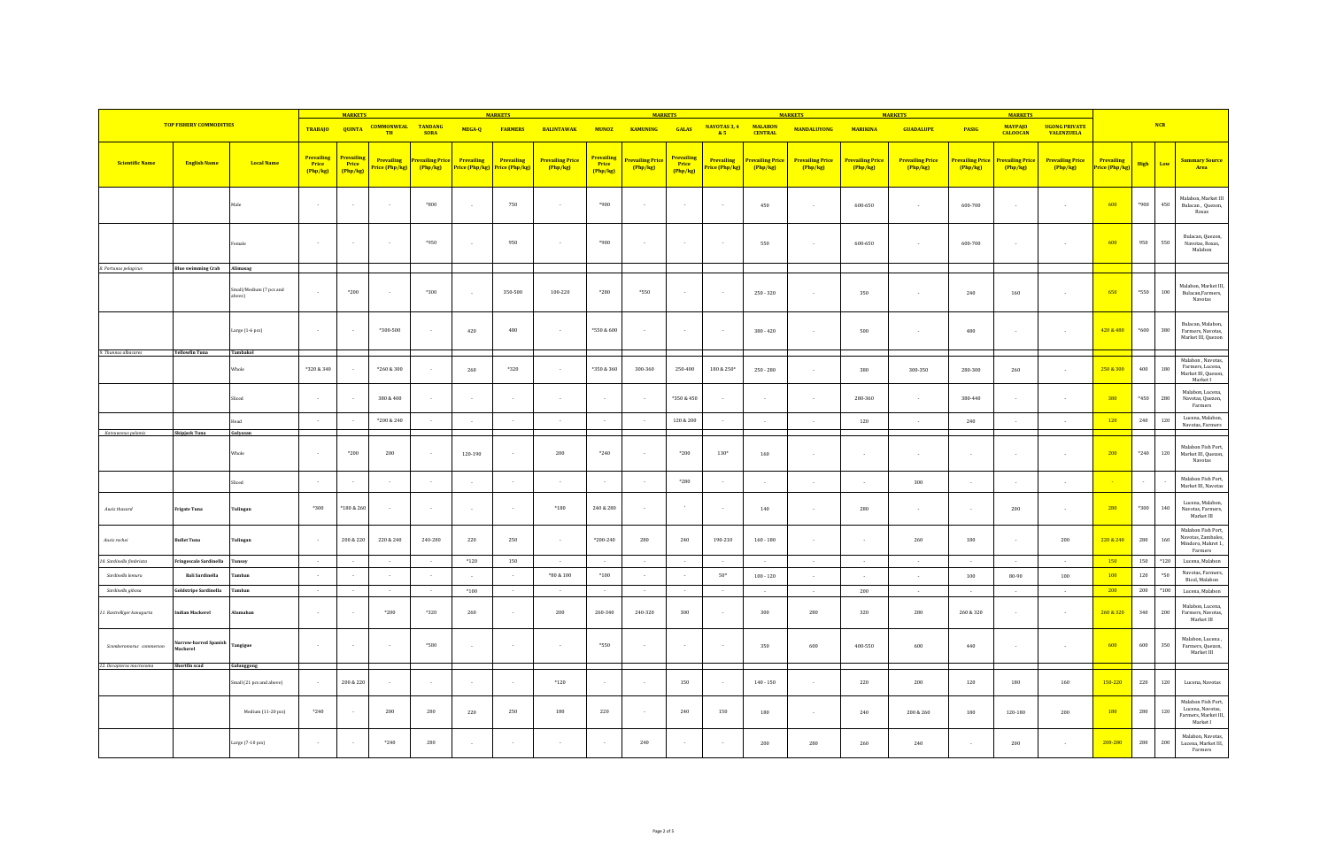| TOP FISHERY COMMODITIES | | | MARKETS | | | | MARKETS | | | | MARKETS | | | | MARKETS | | MARKETS | | | | NCR | | | |
|---|---|---|---|---|---|---|---|---|---|---|---|---|---|---|---|---|---|---|---|---|---|---|---|---|
| | | | TRABAJO | QUINTA | COMMONWEALTH | TANDANG SORA | MEGA-Q | FARMERS | BALINTAWAK | MUNOZ | KAMUNING | GALAS | NAVOTAS 3, 4 & 5 | MALABON CENTRAL | MANDALUYONG | MARIKINA | GUADALUPE | PASIG | MAYPAJO CALOOCAN | UGONG PRIVATE VALENZUELA | | | | |
| Scientific Name | English Name | Local Name | Prevailing Price (Php/kg) | Prevailing Price (Php/kg) | Prevailing Price (Php/kg) | Prevailing Price (Php/kg) | Prevailing Price (Php/kg) | Prevailing Price (Php/kg) | Prevailing Price (Php/kg) | Prevailing Price (Php/kg) | Prevailing Price (Php/kg) | Prevailing Price (Php/kg) | Prevailing Price (Php/kg) | Prevailing Price (Php/kg) | Prevailing Price (Php/kg) | Prevailing Price (Php/kg) | Prevailing Price (Php/kg) | Prevailing Price (Php/kg) | Prevailing Price (Php/kg) | Prevailing Price (Php/kg) | Prevailing Price (Php/kg) | High | Low | Summary Source Area |
| | | Male | - | - | - | *800 | - | 750 | - | *900 | - | - | - | 450 | - | 600-650 | - | 600-700 | - | - | 600 | *900 | 450 | Malabon, Market III Bulacan , Quezon, Roxas |
| | | Female | - | - | - | *950 | - | 950 | - | *900 | - | - | - | 550 | - | 600-650 | - | 600-700 | - | - | 600 | 950 | 550 | Bulacan, Quezon, Navotas, Roxas, Malabon |
| 8. Portunus pelagicus | Blue swimming Crab | Alimasag | | | | | | | | | | | | | | | | | | | | | | |
| | | Small/Medium (7 pcs and above) | - | *200 | - | *300 | - | 350-500 | 100-220 | *280 | *550 | - | - | 250 - 320 | - | 350 | - | 240 | 160 | - | 650 | *550 | 100 | Malabon, Market III, Bulacan,Farmers, Navotas |
| | | Large (1-6 pcs) | - | - | *300-500 | - | 420 | 480 | - | *550 & 600 | - | - | - | 380 - 420 | - | 500 | - | 480 | - | - | 420 & 480 | *600 | 380 | Bulacan, Malabon, Farmers, Navotas, Market III, Quezon |
| 9. Thunnus albacares | Yellowfin Tuna | Tambakol | | | | | | | | | | | | | | | | | | | | | | |
| | | Whole | *320 & 340 | - | *260 & 300 | - | 260 | *320 | - | *350 & 360 | 300-360 | 250-400 | 180 & 250* | 250 - 280 | - | 380 | 300-350 | 280-300 | 260 | - | 250 & 300 | 400 | 180 | Malabon , Navotas, Farmers, Lucena, Market III, Quezon, Market I |
| | | Sliced | - | - | 380 & 400 | - | - | - | - | - | - | *350 & 450 | - | - | - | 280-360 | - | 380-440 | - | - | 380 | *450 | 280 | Malabon, Lucena, Navotas, Quezon, Farmers |
| | | Head | - | - | *200 & 240 | - | - | - | - | - | - | 120 & 200 | - | - | - | 120 | - | 240 | - | - | 120 | 240 | 120 | Lucena, Malabon, Navotas, Farmers |
| Katsuwonus pelamis | Skipjack Tuna | Gulyasan | | | | | | | | | | | | | | | | | | | | | | |
| | | Whole | - | *200 | 200 | - | 120-190 | - | 200 | *240 | - | *200 | 130* | 160 | - | - | - | - | - | - | 200 | *240 | 120 | Malabon Fish Port, Market III, Quezon, Navotas |
| | | Sliced | - | - | - | - | - | - | - | - | - | *280 | - | - | - | - | 300 | - | - | - | - | - | - | Malabon Fish Port, Market III, Navotas |
| Auxis thazard | Frigate Tuna | Tulingan | *300 | *180 & 260 | - | - | - | - | *180 | 240 & 280 | - | - | - | 140 | - | 280 | - | - | 200 | - | 280 | *300 | 140 | Lucena, Malabon, Navotas, Farmers, Market III |
| Auxis rochei | Bullet Tuna | Tulingan | - | 200 & 220 | 220 & 240 | 240-280 | 220 | 250 | - | *200-240 | 280 | 240 | 190-210 | 160 - 180 | - | - | 260 | 180 | - | 200 | 220 & 240 | 280 | 160 | Malabon Fish Port, Navotas, Zambales, Mindoro, Makret 1, Farmers |
| 10. Sardinella fimbriata | Fringescale Sardinella | Tunsoy | - | - | - | - | *120 | 150 | - | - | - | - | - | - | - | - | - | - | - | - | 150 | 150 | *120 | Lucena, Malabon |
| Sardinella lemuru | Bali Sardinella | Tamban | - | - | - | - | - | - | *80 & 100 | *100 | - | - | 50* | 100 - 120 | - | - | - | 100 | 80-90 | 100 | 100 | 120 | *50 | Navotas, Farmers, Bicol, Malabon |
| Sardinella gibosa | Goldstripe Sardinella | Tamban | - | - | - | - | *100 | - | - | - | - | - | - | - | - | 200 | - | - | - | - | 200 | 200 | *100 | Lucena, Malabon |
| 11. Rastrelliger kanagurta | Indian Mackerel | Alumahan | - | - | *200 | *320 | 260 | - | 200 | 260-340 | 240-320 | 300 | - | 300 | 280 | 320 | 280 | 260 & 320 | - | - | 260 & 320 | 340 | 200 | Malabon, Lucena, Farmers, Navotas, Market III |
| Scomberomorus commerson | Narrow-barred Spanish Mackerel | Tangigue | - | - | - | *500 | - | - | - | *550 | - | - | - | 350 | 600 | 400-550 | 600 | 440 | - | - | 600 | 600 | 350 | Malabon, Lucena , Farmers, Quezon, Market III |
| 12. Decapterus macrosoma | Shortfin scad | Galunggong | | | | | | | | | | | | | | | | | | | | | | |
| | | Small (21 pcs and above) | - | 200 & 220 | - | - | - | - | *120 | - | - | 150 | - | 140 - 150 | - | 220 | 200 | 120 | 180 | 160 | 150-220 | 220 | 120 | Lucena, Navotas |
| | | Medium (11-20 pcs) | *240 | - | 200 | 280 | 220 | 250 | 180 | 220 | - | 240 | 150 | 180 | - | 240 | 200 & 260 | 180 | 120-180 | 200 | 180 | 280 | 120 | Malabon Fish Port, Lucena, Navotas, Farmers, Market III, Market I |
| | | Large (7-10 pcs) | - | - | *240 | 280 | - | - | - | - | 240 | - | - | 200 | 280 | 260 | 240 | - | 200 | - | 200-280 | 280 | 200 | Malabon, Navotas, Lucena, Market III, Farmers |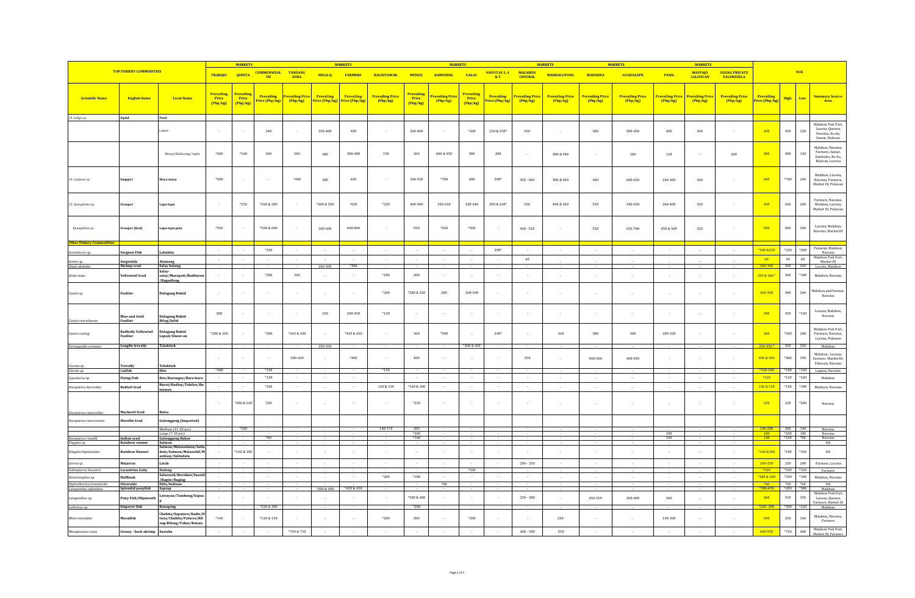| TOP FISHERY COMMODITIES | | | MARKETS | | | | MARKETS | | | MARKETS | | | | | MARKETS | | MARKETS | | | | | NCR | | |
|---|---|---|---|---|---|---|---|---|---|---|---|---|---|---|---|---|---|---|---|---|---|---|---|---|
| | | | TRABAJO | QUINTA | COMMONWEALTH | TANDANG SORA | MEGA-Q | FARMERS | BALINTAWAK | MUNOZ | KAMUNING | GALAS | NAVOTAS 3, 4 & 5 | MALABON CENTRAL | MANDALUYONG | MARIKINA | GUADALUPE | PASIG | MAYPAJO CALOOCAN | UGONG PRIVATE VALENZUELA | | | | |
| Scientific Name | English Name | Local Name | Prevailing Price (Php/kg) | Prevailing Price (Php/kg) | Prevailing Price (Php/kg) | Prevailing Price (Php/kg) | Prevailing Price (Php/kg) | Prevailing Price (Php/kg) | Prevailing Price (Php/kg) | Prevailing Price (Php/kg) | Prevailing Price (Php/kg) | Prevailing Price (Php/kg) | Prevailing Price (Php/kg) | Prevailing Price (Php/kg) | Prevailing Price (Php/kg) | Prevailing Price (Php/kg) | Prevailing Price (Php/kg) | Prevailing Price (Php/kg) | Prevailing Price (Php/kg) | Prevailing Price (Php/kg) | Prevailing Price (Php/kg) | High | Low | Summary Source Area |
| 13. Loligo sp. | Squid | Pusit | | | | | | | | | | | | | | | | | | | | | | |
| | | Lumot | - | - | 340 | - | 350-400 | 450 | - | 360-400 | - | *360 | 220 & 250* | 350 | - | 400 | 400-450 | 400 | 360 | - | 400 | 450 | 220 | Malabon Fish Port, Lucena, Quezon, Navotas, Ilo-ilo, Samar, Bulacan |
| | | Bisaya/Kalawang/ Lapis | *400 | *160 | 360 | 380 | 380 | 380-480 | 130 | 360 | 400 & 450 | 380 | 280 | - | 380 & 440 | - | 180 | 130 | - | 200 | 380 | 480 | 130 | Malabon, Navotas, Farmers, Samar, Zambales, Ilo-ilo, Bulacan, Lucena |
| 14. Lutjanus sp. | Snapper | Maya-maya | *500 | - | - | *400 | 300 | 650 | - | 340-550 | *700 | 400 | 280* | 350 - 400 | 380 & 450 | 400 | 600-650 | 240-360 | 360 | - | 400 | *700 | 240 | Malabon, Lucena, Navotas, Farmers, Market III, Palawan |
| 15. Epinephelus sp. | Grouper | Lapu-lapu | - | *250 | *260 & 280 | - | *300 & 350 | *650 | *220 | 400-500 | 350-650 | 320-440 | 200 & 260* | 350 | 400 & 450 | 550 | 340-650 | 260-400 | 320 | - | 400 | 650 | 200 | Farmers, Navotas, Malabon, Lucena, Market III, Palawan |
| Epinephelus sp. | Grouper (Red) | Lapu-lapu pula | *550 | - | *500 & 600 | - | 300-500 | 600-800 | - | 550 | *650 | *500 | - | 450 - 550 | - | 550 | 650-700 | 450 & 500 | 320 | - | 550 | 800 | 300 | Lucena, Malabon, Navotas, Market III |
| Other Fishery Commodities | | | | | | | | | | | | | | | | | | | | | | | | |
| Acanthurus sp. | Surgeon Fish | Labahita | - | - | *220 | - | - | - | - | - | - | - | 200* | - | - | - | - | - | - | - | *200 &220 | *220 | *200 | Palawan, Malabon, Navotas |
| Acetes sp. | Sergestids | Alamang | - | - | - | - | - | - | - | - | - | - | - | 60 | - | - | - | - | - | - | 60 | 60 | 60 | Malabon Fish Port, Market III |
| Alepis djebaba | Shrimp scad | Salay batang | - | - | - | - | 260-300 | *380 | - | - | - | - | - | - | - | - | - | - | - | - | 260-300 | 300 | 260 | Lucena, Malabon |
| Atule mate | Yellowtail Scad | Salay-salay/Marapati/Budburon/Bagudlong | - | - | *280 | 360 | - | - | *180 | 200 | - | - | - | - | - | - | - | - | - | - | 200 & 360 * | 360 | *180 | Malabon, Navotas |
| Caesio sp. | Fusilier | Dalagang Bukid | - | - | - | - | - | - | *260 | *280 & 320 | 280 | 260-300 | - | - | - | - | - | - | - | - | 260-300 | 300 | 260 | Malabon and Farmer, Navotas |
| Caesio caerulaurea | Blue and Gold Fusilier | Dalagang Bukid Bilog/Solid | 280 | - | - | - | 220 | 200-350 | *130 | - | - | - | - | - | - | - | - | - | - | - | 280 | 350 | *130 | Lucena, Malabon, Navotas |
| Caesio cuning | Redbelly Yellowtail Fusilier | Dalagang Bukid Lapad/Sinaw-an | *200 & 350 | - | *300 | *360 & 380 | - | *420 & 450 | - | 360 | *500 | - | 240* | - | 360 | 380 | 300 | 200-320 | - | - | 360 | *450 | 200 | Malabon Fish Port, Farmers, Navotas, Lucena, Palawan |
| Carangoides armatus | Longfin trevally | Talakitok | - | - | - | - | 250-350 | - | - | - | - | *300 & 400 | - | - | - | - | - | - | - | - | 250-350 * | 350 | 250 | Malabon |
| Caranx sp. | Trevally | Talakitok | - | - | - | 380-460 | - | *480 | - | 400 | - | - | - | 350 | - | 450-500 | 400-450 | - | - | - | 400 & 450 | *480 | 350 | Malabon , Lucena, Farmers, Market III, Palawan, Navotas |
| Clarias sp. | Catfish | Hito | *180 | - | *130 | - | - | - | *150 | - | - | - | - | - | - | - | - | - | - | - | *130-180 | *180 | *130 | Laguna, Navotas |
| Cypselurus sp. | Flying Fish | Iliw/Barongoy/Baro-baro | - | - | *120 | - | - | - | - | - | - | - | - | - | - | - | - | - | - | - | *120 | *120 | *120 | Malabon |
| Decapterus kurroides | Redtail Scad | Burot/Budloy/Tabilos/Butuwan | - | - | *100 | - | - | - | 120 & 150 | *160 & 180 | - | - | - | - | - | - | - | - | - | - | 120 & 150 | *180 | *100 | Malabon, Navotas |
| Decapterus macarellus | Mackerel Scad | Balsa | - | *200 & 220 | 220 | - | - | - | - | *220 | - | - | - | - | - | - | - | - | - | - | 220 | 220 | *200 | Navotas |
| Decapterus macrosoma | Shortfin Scad | Galunggong (Imported) | | | | | | | | | | | | | | | | | | | | | | |
| | | Medium (11-20 pcs) | - | *180 | - | - | - | - | 140-170 | 200 | - | - | - | - | - | - | - | - | - | - | 140-200 | 200 | 140 | Navotas |
| | | Large (7-10 pcs) | - | - | - | - | - | - | - | *200 | - | - | - | - | - | - | - | 180 | - | - | 180 | *200 | 180 | Navotas |
| Decapterus russelli | Indian scad | Galunggong Babae | - | - | *80 | - | - | - | - | *160 | - | - | - | - | - | - | - | 140 | - | - | 140 | *160 | *80 | Navotas |
| Elagatis sp. | Rainbow runner | Salmon | - | - | - | - | - | - | - | - | - | - | - | - | - | - | - | - | - | - | - | - | - | NA |
| Elagatis bipinnulata | Rainbow Runner | Salmon/Malasalmon/Salindato/Salmon/Malasolid/Manilaay/Salindatu | - | *160 & 180 | - | - | - | - | - | - | - | - | - | - | - | - | - | - | - | - | *160 &180 | *180 | *160 | NA |
| Gerres sp. | Mojarras | Latab | - | - | - | - | - | - | - | - | - | - | - | - | 200 - 250 | - | - | - | - | - | 200-250 | 250 | 200 | Farmers, Lucena |
| Gobiopterus lacustris | Lacustrine Goby | Dulong | - | - | - | - | - | - | - | - | - | *320 | - | - | - | - | - | - | - | - | *320 | *320 | *320 | Farmers |
| Hemiramphus sp. | Halfbeak | Salurasid/Borokon/Suasid/Bugiw/Buging | - | - | - | - | - | - | *200 | *180 | - | - | - | - | - | - | - | - | - | - | *180 & 200 | *200 | *180 | Malabon, Navotas |
| Hypoatherina temminckii | Silverside | Dilis/bolinao | - | - | - | - | - | - | - | - | *60 | - | - | - | - | - | - | - | - | - | *60 | *60 | *60 | NA |
| Leiognathus splendens | Splendid ponyfish | Sapsap | - | - | - | - | *380 & 400 | *420 & 450 | - | - | - | - | - | - | - | - | - | - | - | - | *380-450 | *450 | *380 | Malabon |
| Leiognathus sp. | Pony Fish/Slipmouth | Lawayan/Tambong/Sapsap | - | - | - | - | - | - | - | *300 & 400 | - | - | - | 250 - 380 | - | 450-550 | 360-400 | 360 | - | - | 360 | 550 | 250 | Malabon Fish Port, Lucena, Quezon, Farmers, Market III |
| Lethrinus sp. | Emperor fish | Kanuping | - | - | *220 & 300 | - | - | - | - | *280 | - | - | - | - | - | - | - | - | - | - | *220-300 | *300 | *220 | Malabon |
| Mene maculata | Moonfish | Chabita/Sapatero/Kadis/Hiwas/Chabita/Pateros/Bilong-Bilong/Tabas/Kunan | *140 | - | *120 & 150 | - | - | - | *200 | 200 | - | *200 | - | - | 250 | - | - | 140-200 | - | - | 200 | 250 | 140 | Malabon, Navotas, Farmers |
| Metapenaeus ensis | Greasy - back shrimp | Suwahe | - | - | - | *700 & 750 | - | - | - | - | - | - | - | 400 - 500 | 550 | - | - | - | - | - | 400-550 | *750 | 400 | Malabon Fish Port, Market III, Farmers |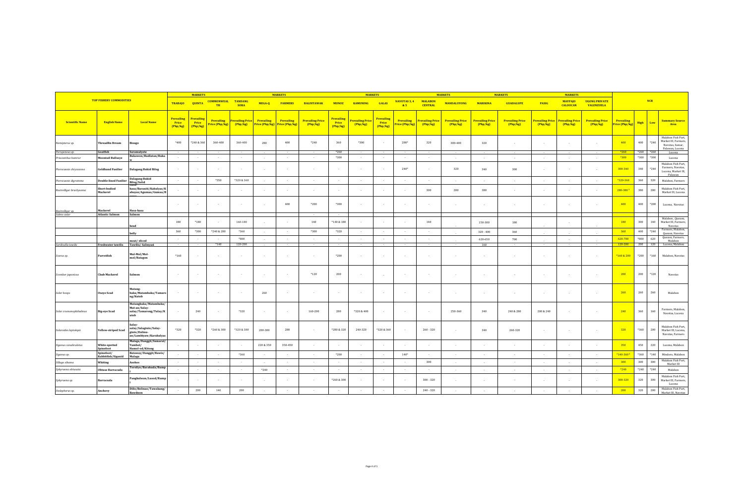| TOP FISHERY COMMODITIES | | | MARKETS | | | | MARKETS | | | MARKETS | | | | MARKETS | | MARKETS | | | | | NCR | | | |
|---|---|---|---|---|---|---|---|---|---|---|---|---|---|---|---|---|---|---|---|---|---|---|---|---|
| | | | TRABAJO | QUINTA | COMMONWEALTH | TANDANG SORA | MEGA-Q | FARMERS | BALINTAWAK | MUNOZ | KAMUNING | GALAS | NAVOTAS 3, 4 & 5 | MALABON CENTRAL | MANDALUYONG | MARIKINA | GUADALUPE | PASIG | MAYPAJO CALOOCAN | UGONG PRIVATE VALENZUELA | | | | |
| Scientific Name | English Name | Local Name | Prevailing Price (Php/kg) | Prevailing Price (Php/kg) | Prevailing Price (Php/kg) | Prevailing Price (Php/kg) | Prevailing Price (Php/kg) | Prevailing Price (Php/kg) | Prevailing Price (Php/kg) | Prevailing Price (Php/kg) | Prevailing Price (Php/kg) | Prevailing Price (Php/kg) | Prevailing Price (Php/kg) | Prevailing Price (Php/kg) | Prevailing Price (Php/kg) | Prevailing Price (Php/kg) | Prevailing Price (Php/kg) | Prevailing Price (Php/kg) | Prevailing Price (Php/kg) | Prevailing Price (Php/kg) | Prevailing Price (Php/kg) | High | Low | Summary Source Area |
| Nemipterus sp. | Threadfin Bream | Bisugo | *400 | *240 & 360 | 360-400 | 360-400 | 280 | 400 | *240 | 360 | *300 | - | 280* | 320 | 300-400 | 320 | - | - | - | - | 400 | 400 | *240 | Malabon Fish Port, Market III, Farmers, Navotas, Samar, Palawan, Lucena |
| Parupeneus sp. | Goatfish | Saramulyete | - | - | - | - | - | - | - | *260 | - | - | - | - | - | - | - | - | - | - | *260 | *260 | *260 | Lucena |
| Priacanthus hamrur | Moontail Bullseye | Bukawon/Budlatan/Buka w | - | - | - | - | - | - | - | *300 | - | - | - | - | - | - | - | - | - | - | *300 | *300 | *300 | Lucena |
| Pterocaesio chrysozona | Goldband Fusilier | Dalagang Bukid Bilog | - | - | - | - | - | - | - | - | - | - | 240* | - | 320 | 340 | 300 | - | - | - | 300-340 | 340 | *240 | Malabon Fish Port, Farmers, Navotas, Lucena, Market III, Palawan |
| Pterocaesio digramma | Double-lined Fusilier | Dalagang Bukid Bilog/Solid | - | - | *350 | *320 & 360 | - | - | - | - | - | - | - | - | - | - | - | - | - | - | *320-360 | 360 | 320 | Malabon, Farmers |
| Rastrelliger brachysoma | Short-bodied Mackerel | Hasa-hasa/Bonoliti/Kabalyas/Kabayas/Agumaa/Gumaa/B | - | - | - | - | - | - | - | - | - | - | - | 300 | 280 | 380 | - | - | - | - | 280-380 * | 380 | 280 | Malabon Fish Port, Market III, Lucena |
| Rastrelliger sp. | Mackerel | Hasa-hasa | - | - | - | - | - | 400 | *200 | *300 | - | - | - | - | - | - | - | - | - | - | 400 | 400 | *200 | Lucena, Navotas |
| Salmo salar | Atlantic Salmon | Salmon | | | | | | | - | - | | | | | | | | | | | | | | |
| | | head | 180 | *180 | - | 160-180 | - | - | 140 | *140 & 180 | - | - | - | 140 | - | 150-300 | 180 | - | - | - | 180 | 300 | 140 | Malabon, Quezon, Market III, Farmers, Navotas |
| | | belly | 360 | *300 | *240 & 280 | *360 | - | - | *300 | *320 | - | - | - | - | - | 320 - 400 | 360 | - | - | - | 360 | 400 | *240 | Farmers, Malabon, Quezon, Navotas |
| | | meat/ sliced | - | - | - | *800 | - | - | - | - | - | - | - | - | - | 620-650 | 700 | - | - | - | 620-700 | *800 | 620 | Quezon, Farmers, Malabon |
| Sardinella tawilis | Freshwater tawilis | Tawilis/ Salinyasi | - | - | *140 | 120-200 | - | - | - | - | - | - | - | - | - | 160 | - | - | - | - | 120-200 | 200 | 120 | Lucena, Malabon |
| Scarus sp. | Parrotfish | Mul-Mul/Mol-mol/Batagon | *160 | - | - | - | - | - | - | *200 | - | - | - | - | - | - | - | - | - | - | *160 & 200 | *200 | *160 | Malabon, Navotas |
| Scomber japonicus | Chub Mackerel | Salmon | - | - | - | - | - | - | *120 | 200 | - | - | - | - | - | - | - | - | - | - | 200 | 200 | *120 | Navotas |
| Selar boops | Oxeye Scad | Matang-baka/Matambaka/Tamarong/Kutob | - | - | - | - | 260 | - | - | - | - | - | - | - | - | - | - | - | - | - | 260 | 260 | 260 | Malabon |
| Selar crumenophthalmus | Big-eye Scad | Matangbaka/Matambaka/Mat-an/Salay-salay/Tamarong/Tulay/Kutob | - | 240 | - | *320 | - | - | 160-200 | 280 | *320 & 400 | - | - | - | 250-360 | 340 | 240 & 280 | 200 & 240 | - | - | 240 | 360 | 160 | Farmers, Malabon, Navotas, Lucena |
| Selaroides leptolepis | Yellow-striped Scad | Salay-salay/Salaginto/Salay-ginto/Dalinu-an/Lambiyaw/Karabalyas | *320 | *320 | *260 & 300 | *320 & 360 | 200-300 | 280 | - | *280 & 320 | 240-320 | *320 & 360 | - | 260 - 320 | - | 340 | 260-320 | - | - | - | 320 | *360 | 200 | Malabon Fish Port, Market III, Lucena, Navotas, Farmers |
| Siganus canaliculatus | White-spotted Spinefoot | Malaga/Danggit/Samaral/Tambol/Hamol-od/Kitong | - | - | - | - | 220 & 350 | 350-450 | - | - | - | - | - | - | - | - | - | - | - | - | 350 | 450 | 220 | Lucena, Malabon |
| Siganus sp. | Spinefoot/ Rabbitfish/Siganid | Bataway/Danggit/Bawis/Malaga | - | - | - | *360 | - | - | - | *200 | - | - | 140* | - | - | - | - | - | - | - | *140-360 * | *360 | *140 | Mindoro, Malabon |
| Sillago sihama | Whiting | Asohos | - | - | - | - | - | - | - | - | - | - | - | 300 | - | - | - | - | - | - | 300 | 300 | 300 | Malabon Fish Port, Market III |
| Sphyraena obtusata | Obtuse Barracuda | Torsilyo/Barakuda/Rumpi | - | - | - | - | *240 | - | - | - | - | - | - | - | - | - | - | - | - | - | *240 | *240 | *240 | Malabon |
| Sphyraena sp. | Barracuda | Panghalwan/Lusod/Rumpi | - | - | - | - | - | - | - | *260 & 300 | - | - | - | 300 - 320 | - | - | - | - | - | - | 300-320 | 320 | 300 | Malabon Fish Port, Market III, Farmers, Lucena |
| Stolephorus sp. | Anchovy | Dilis/Bolinao/Tuwakang/Bawdnon | - | 200 | 140 | 200 | - | - | - | - | - | - | - | 240 - 320 | - | - | - | - | - | - | 200 | 320 | 200 | Malabon Fish Port, Market III, Navotas |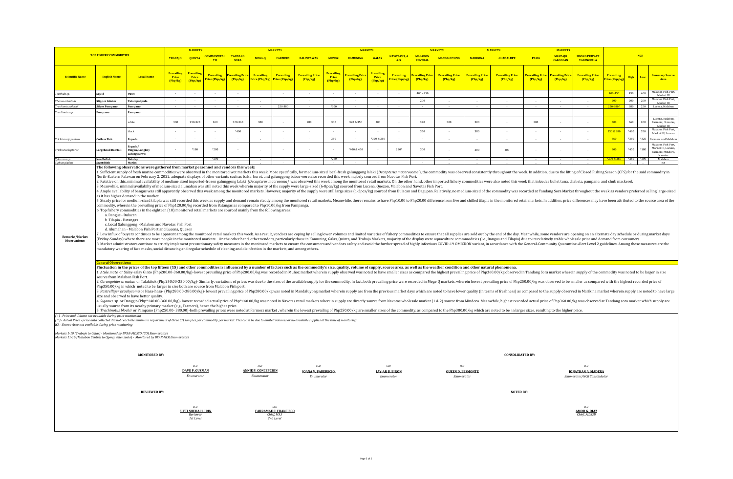| TOP FISHERY COMMODITIES | | | MARKETS | | | | | MARKETS | | | MARKETS | | | | MARKETS | | | MARKETS | | | NCR | | | |
|---|---|---|---|---|---|---|---|---|---|---|---|---|---|---|---|---|---|---|---|---|---|---|---|---|
| | | | TRABAJO | QUINTA | COMMONWEALTH | TANDANG SORA | MEGA-Q | FARMERS | BALINTAWAK | MUNOZ | KAMUNING | GALAS | NAVOTAS 3, 4 & 5 | MALABON CENTRAL | MANDALUYONG | MARIKINA | GUADALUPE | PASIG | MAYPAJO CALOOCAN | UGONG PRIVATE VALENZUELA | | | | |
| Scientific Name | English Name | Local Name | Prevailing Price (Php/kg) | Prevailing Price (Php/kg) | Prevailing Price (Php/kg) | Prevailing Price (Php/kg) | Prevailing Price (Php/kg) | Prevailing Price (Php/kg) | Prevailing Price (Php/kg) | Prevailing Price (Php/kg) | Prevailing Price (Php/kg) | Prevailing Price (Php/kg) | Prevailing Price (Php/kg) | Prevailing Price (Php/kg) | Prevailing Price (Php/kg) | Prevailing Price (Php/kg) | Prevailing Price (Php/kg) | Prevailing Price (Php/kg) | Prevailing Price (Php/kg) | Prevailing Price (Php/kg) | Prevailing Price (Php/kg) | High | Low | Summary Source Area |
| Teuthida sp. | Squid | Pusit | - | - | - | - | - | - | - | - | - | - | - | 400 - 450 | - | - | - | - | - | - | 400-450 | 450 | 400 | Malabon Fish Port, Market III |
| Thenus orientalis | Slipper lobster | Tatampal pula | - | - | - | - | - | - | - | - | - | - | - | 200 | - | - | - | - | - | - | 200 | 200 | 200 | Malabon Fish Port, Market III |
| Trachinotus blochii | Silver Pompano | Pompano | - | - | - | - | - | 250-380 | - | *300 | - | - | - | - | - | - | - | - | - | - | 250-380 * | 380 | 250 | Lucena, Malabon |
| Trachinotus sp. | Pompano | Pampano | | | | | | | | | | | | | | | | | | | | | | |
| | | white | 300 | 290-320 | 260 | 320-360 | 300 | - | 280 | 300 | 320 & 350 | 300 | - | 320 | 300 | 300 | - | 280 | - | - | 300 | 360 | 260 | Lucena, Malabon, Farmers, Navotas, Market III |
| | | black | - | - | - | *400 | - | - | - | - | - | - | - | 350 | - | 380 | - | - | - | - | 350 & 380 | *400 | 350 | Malabon Fish Port, Market III, Lucena |
| Trichiurus japonicus | Cutlass Fish | Espada | - | - | - | - | - | - | - | 360 | - | *320 & 380 | - | - | - | - | - | - | - | - | 360 | *380 | *320 | Farmers and Malabon |
| Trichiurus lepturus | Largehead Hairtail | Espada/ Pingka/Langkoy Lahing/Diwit | - | *180 | *280 | - | - | - | - | - | *400 & 450 | - | 220* | 300 | - | 300 | 300 | - | - | - | 300 | *450 | *180 | Malabon Fish Port, Market III, Lucena, Farmers, Mindoro, Navotas |
| Tylosorus sp. | Needlefish | Batalay | - | - | *200 | - | - | - | - | *260 | - | - | - | - | - | - | - | - | - | - | *200 & 260 | *260 | *200 | Malabon |
| Xiphias gladius | Swordfish | Marlin | - | - | - | - | - | - | - | - | - | - | - | - | - | - | - | - | - | - | - | - | - | NA |

**Remarks/Market Observations:**

**The following observations were gathered from market personnel and vendors this week:**

1. Sufficient supply of fresh marine commodities were observed in the monitored wet market this week. More specifically, for medium-sized local-fresh galunggong lalaki (*Decapterus macorosoma*), the commodity was observed consistently throughout the week. In addition, due to the lifting of Closed Fishing Season (CFS) for the said commodity in North-Eastern Palawan on February 2, 2022, adequate displays of other variants such as balsa, burot, and galunggong babae were also recorded this week majorly sourced from Navotas Fish Port.
2. Relative on this, minimal availability of medium-sized imported-frozen galunggong lalaki *(Decapterus macrosoma)* was observed this week among the monitored retail markets. On the other hand, other imported fishery commodities were also noted this week that inlcudes bullet tuna, chabeta, pampano, and chub mackerel.
3. Meanwhile, minimal availabilty of medium-sized alumahan was still noted this week wherein majority of the supply were large-sized (6-8pcs/kg) sourced from Lucena, Quezon, Malabon and Navotas Fish Port.
4. Ample availability of bangus was still apparently observed this week among the monitored markets. However, majority of the supply were still large sizes (1-2pcs/kg) sourced from Bulacan and Dagupan. Relatively, no medium-sized of the commodity was recorded at Tandang Sora Market throughout the week as vendors preferred selling large-sized as it has higher demand in the market.
5. Steady price for medium-sized tilapia was still recorded this week as supply and demand remain steady among the monitored retail markets. Meanwhile, there remains to have Php10.00 to Php20.00 difference from live and chilled tilapia in the monitored retail markets. In addition, price differences may have been attributed to the source area of the commodity, wherein the prevailing price of Php120.00/kg recorded from Batangas as compared to Php10.00/kg from Pampanga.
6. Top fishery commodities in the eighteen (18) monitored retail markets are sourced mainly from the following areas:
   a. Bangus - Bulacan
   b. Tilapia - Batangas
   c. Local Galunggong -Malabon and Navotas Fish Port
   d. Alumahan - Malabon Fish Port and Lucena, Quezon
7. Low influx of buyers continues to be apparent among the monitored retail markets this week. As a result, vendors are coping by selling lower volumes and limited varieties of fishery commodities to ensure that all supplies are sold out by the end of the day. Meanwhile, some vendors are opening on an alternate day schedule or during market days (Friday-Sunday) where there are more people in the monitored markets. On the other hand, other vendors, particularly those in Kamuning, Galas, Quinta, and Trabajo Markets, majority of the display were aquaculture commodities (i.e., Bangus and Tilapia) due to its relatively stable wholesale price and demand from consumers.
8. Market administrators continue to strictly implement precautionary safety measures in the monitored markets to ensure the consumers and vendors safety and avoid the further spread of highly infectious COVID-19 OMICRON variant, in accordance with the General-Community Quarantine-Alert Level 2 guidelines. Among these measures are the mandatory wearing of face masks, social distancing and regular schedule of cleaning and disinfection in the markets, and among others.

**General Observations:**

**Fluctuation in the prices of the top fifteen (15) and other commodities is influenced by a number of factors such as the commodity's size, quality, volume of supply, source area, as well as the weather condition and other natural phenomena.**

1. *Atule mate* or Salay-salay Ginto (Php200.00-360.00/kg)-lowest prevailing price of Php200.00/kg was recorded in Muñoz market wherein supply observed was noted to have smaller sizes as compared the highest prevailing price of Php360.00/kg observed in Tandang Sora market wherein supply of the commodity was noted to be larger in size source from Malabon Fish Port.
2. *Carangoides armatus* or Talakitok (Php250.00-350.00/kg)- Similarly, variations of prices was due to the sizes of the available supply for the commodity. In fact, both prevailing price were recorded in Mega-Q markets, wherein lowest prevailing price of Php250.00/kg was observed to be smaller as compared with the highest recorded price of Php350.00/kg in which noted to be larger in size both are source from Malabon Fish port.
3. *Rastrelliger brachysoma* or Hasa-hasa- (Php280.00-380.00/kg)- lowest prevailing price of Php280.00/kg was noted in Mandaluyong market wherein supply are from the previous market days which are noted to have lower quality (in terms of freshness) as compared to the supply observed in Marikina market wherein supply are noted to have large size and observed to have better quality.
4. *Siganus* sp. or Danggit-(Php*140.00-360.00/kg)- lowest recorded actual price of Php*140.00/kg was noted in Navotas retail markets wherein supply are directly source from Navotas wholesale market (1 & 2) source from Mindoro. Meanwhile, highest recorded actual price of Php360.00/kg was observed at Tandang sora market which supply are usually source from its nearby primary market (e.g., Farmers), hence the higher price.
5. *Trachinotus blochii* or Pampano (Php250.00- 380.00)-both prevailing prices were noted at Farmers market , wherein the lowest prevailing of Php250.00/kg are smaller sizes of the commodity, as compared to the Php380.00/kg which are noted to be in larger sizes, resulting to the higher price.

*( - ) - Price and Volume not available during price monitoring*
*( * ) - Actual Price - price data collected did not reach the minimum requirement of three (3) samples per commodity per market. This could be due to limited volumes or no available supplies at the time of monitoring.*
*NA - Source Area not available during price monitoring*

*Markets 1-10 (Trabajo to Galas) - Monitored by BFAR-FIDSSD (CO) Enumerators*
*Markets 11-16 (Malabon Central to Ugong Valenzuela) – Monitored by BFAR-NCR Enumerators*

**MONITORED BY:**

SGD **DAVE P. GUZMAN** *Enumerator*

SGD **ANNIE P. CONCEPCION** *Enumerator*

SGD **JOANA V. PABEBECIO** *Enumerator*

SGD **JAY-AR B. BIRON** *Enumerator*

SGD **QUEEN D. BESMONTE** *Enumerator*

**CONSOLIDATED BY:**

SGD **JONATHAN A. MADERA** *Enumerator/NCR Consolidator*

**REVIEWED BY:**

SGD **SITTI SHEHA H. IRIN** *Reviewer 1st Level*

SGD **FARRAMAE C. FRANCISCO** *Chief, MAS 2nd Level*

**NOTED BY:**

SGD **AMOR G. DIAZ** *Chief, FIDSSD*